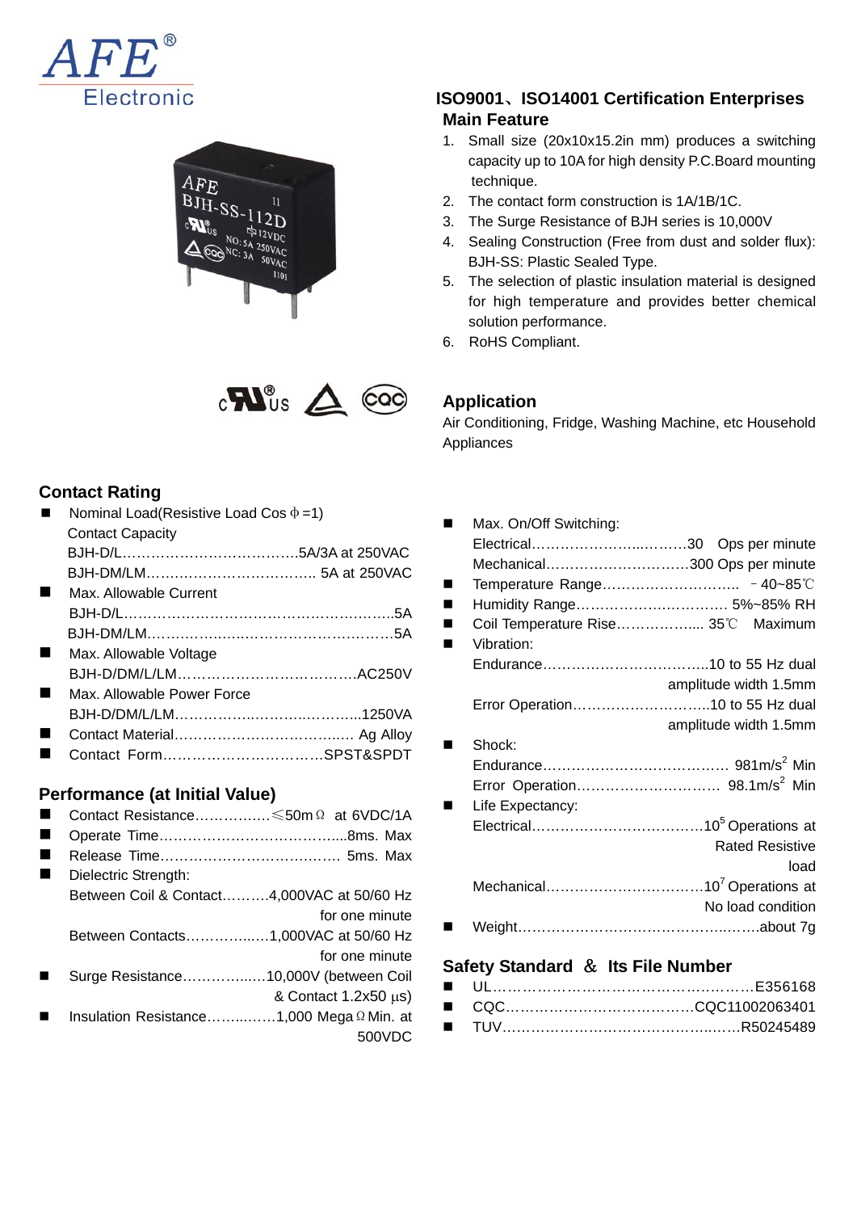AFE® Electronic

## ISO9001、ISO14001 Certification Enterprises

### Main Feature

1. Small size (20x10x15.2in mm) produces a switching capacity up to 10A for high density P.C.Board mounting technique.
2. The contact form construction is 1A/1B/1C.
3. The Surge Resistance of BJH series is 10,000V
4. Sealing Construction (Free from dust and solder flux): BJH-SS: Plastic Sealed Type.
5. The selection of plastic insulation material is designed for high temperature and provides better chemical solution performance.
6. RoHS Compliant.

### Application

Air Conditioning, Fridge, Washing Machine, etc Household Appliances

### Contact Rating

- Nominal Load(Resistive Load Cos ϕ =1)
  Contact Capacity
  BJH-D/L……………………………….5A/3A at 250VAC
  BJH-DM/LM……………………………. 5A at 250VAC
- Max. Allowable Current
  BJH-D/L……………………………………………….5A
  BJH-DM/LM………………………………………….5A
- Max. Allowable Voltage
  BJH-D/DM/L/LM……………………………….AC250V
- Max. Allowable Power Force
  BJH-D/DM/L/LM………………………………...1250VA
- Contact Material………………………………. Ag Alloy
- Contact Form……………………………SPST&SPDT

### Performance (at Initial Value)

- Contact Resistance…………….≤50mΩ at 6VDC/1A
- Operate Time………………………………...8ms. Max
- Release Time………………………………. 5ms. Max
- Dielectric Strength:
  Between Coil & Contact……….4,000VAC at 50/60 Hz for one minute
  Between Contacts……………..1,000VAC at 50/60 Hz for one minute
- Surge Resistance……………..10,000V (between Coil & Contact 1.2x50 µs)
- Insulation Resistance……..……1,000 MegaΩ Min. at 500VDC

- Max. On/Off Switching:
  Electrical……………………..………30 Ops per minute
  Mechanical…………………………300 Ops per minute
- Temperature Range……………………….. －40~85℃
- Humidity Range……………………………. 5%~85% RH
- Coil Temperature Rise……………..... 35℃ Maximum
- Vibration:
  Endurance……………………………..10 to 55 Hz dual amplitude width 1.5mm
  Error Operation………………………..10 to 55 Hz dual amplitude width 1.5mm
- Shock:
  Endurance………………………………… $981m/s^2$ Min
  Error Operation………………………… $98.1m/s^2$ Min
- Life Expectancy:
  Electrical………………………………$10^5$ Operations at Rated Resistive load
  Mechanical……………………………$10^7$ Operations at No load condition
- Weight……………………………………………about 7g

### Safety Standard ＆ Its File Number

- UL……………………………………………E356168
- CQC…………………………………CQC11002063401
- TUV…………………………………………R50245489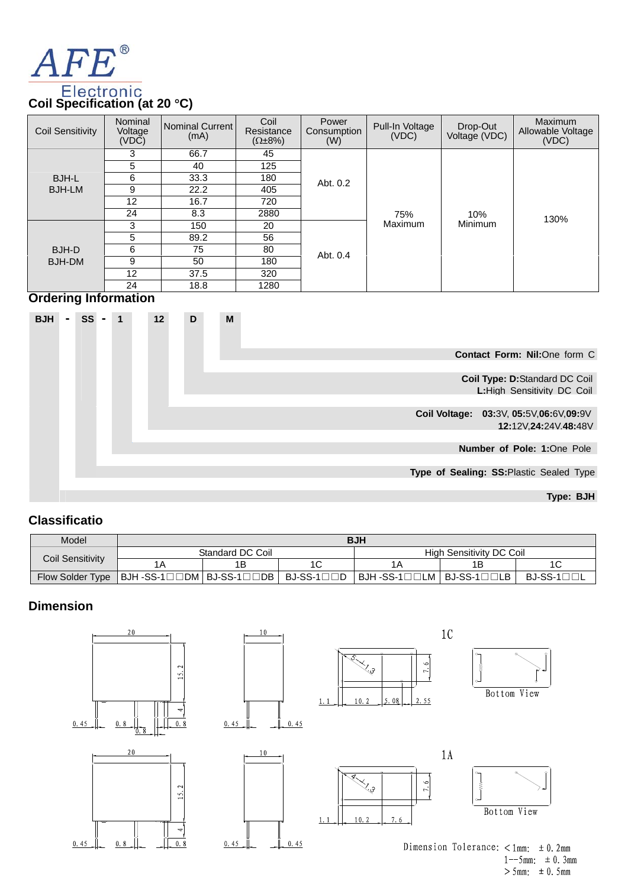## Coil Specification (at 20 °C)

| Coil Sensitivity | Nominal Voltage (VDC) | Nominal Current (mA) | Coil Resistance (Ω±8%) | Power Consumption (W) | Pull-In Voltage (VDC) | Drop-Out Voltage (VDC) | Maximum Allowable Voltage (VDC) |
|---|---|---|---|---|---|---|---|
| BJH-L BJH-LM | 3 | 66.7 | 45 | Abt. 0.2 | 75% Maximum | 10% Minimum | 130% |
| | 5 | 40 | 125 | | | | |
| | 6 | 33.3 | 180 | | | | |
| | 9 | 22.2 | 405 | | | | |
| | 12 | 16.7 | 720 | | | | |
| | 24 | 8.3 | 2880 | | | | |
| BJH-D BJH-DM | 3 | 150 | 20 | Abt. 0.4 | | | |
| | 5 | 89.2 | 56 | | | | |
| | 6 | 75 | 80 | | | | |
| | 9 | 50 | 180 | | | | |
| | 12 | 37.5 | 320 | | | | |
| | 24 | 18.8 | 1280 | | | | |

## Ordering Information

**BJH - SS - 1 12 D M**

**Contact Form: Nil:**One form C

**Coil Type: D:**Standard DC Coil
**L:**High Sensitivity DC Coil

**Coil Voltage: 03:**3V, **05:**5V,**06:**6V,**09:**9V
**12:**12V,**24:**24V.**48:**48V

**Number of Pole: 1:**One Pole

**Type of Sealing: SS:**Plastic Sealed Type

**Type: BJH**

## Classificatio

| Model | BJH | | | | | |
|---|---|---|---|---|---|---|
| Coil Sensitivity | Standard DC Coil | | | High Sensitivity DC Coil | | |
| | 1A | 1B | 1C | 1A | 1B | 1C |
| Flow Solder Type | BJH -SS-1□□DM | BJ-SS-1□□DB | BJ-SS-1□□D | BJH -SS-1□□LM | BJ-SS-1□□LB | BJ-SS-1□□L |

## Dimension

1C

20
15.2
4
0.45 0.8 0.8 0.8
10
0.45 0.45
5-⊥1.3
7.6
1.1 10.2 5.08 2.55
Bottom View

1A

20
15.2
4
0.45 0.8 0.8
10
0.45 0.45
4-⊥1.3
7.6
1.1 10.2 7.6
Bottom View

Dimension Tolerance: <1mm: ±0.2mm
1--5mm: ±0.3mm
>5mm: ±0.5mm